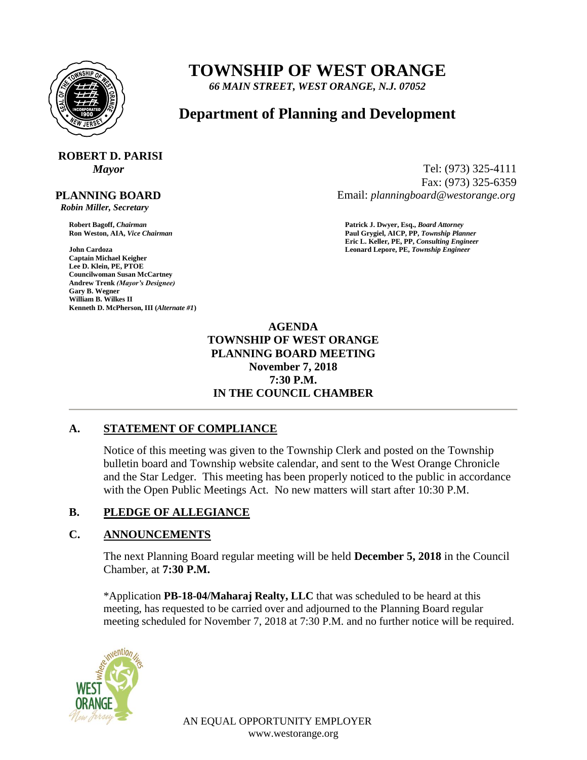# TOWNSHIP OF WEST ORANGE

*66 MAIN STREET, WEST ORANGE, N.J. 07052*

## Department of Planning and Development

**ROBERT D. PARISI**
*Mayor*

Tel: (973) 325-4111
Fax: (973) 325-6359
Email: *planningboard@westorange.org*

**PLANNING BOARD**
*Robin Miller, Secretary*

**Robert Bagoff,** *Chairman*
**Ron Weston, AIA,** *Vice Chairman*
**John Cardoza**
**Captain Michael Keigher**
**Lee D. Klein, PE, PTOE**
**Councilwoman Susan McCartney**
**Andrew Trenk** *(Mayor's Designee)*
**Gary B. Wegner**
**William B. Wilkes II**
**Kenneth D. McPherson, III (***Alternate #1***)**

**Patrick J. Dwyer, Esq.,** *Board Attorney*
**Paul Grygiel, AICP, PP,** *Township Planner*
**Eric L. Keller, PE, PP,** *Consulting Engineer*
**Leonard Lepore, PE,** *Township Engineer*

**AGENDA**
**TOWNSHIP OF WEST ORANGE**
**PLANNING BOARD MEETING**
**November 7, 2018**
**7:30 P.M.**
**IN THE COUNCIL CHAMBER**

---

**A. STATEMENT OF COMPLIANCE**

Notice of this meeting was given to the Township Clerk and posted on the Township bulletin board and Township website calendar, and sent to the West Orange Chronicle and the Star Ledger. This meeting has been properly noticed to the public in accordance with the Open Public Meetings Act. No new matters will start after 10:30 P.M.

**B. PLEDGE OF ALLEGIANCE**

**C. ANNOUNCEMENTS**

The next Planning Board regular meeting will be held **December 5, 2018** in the Council Chamber, at **7:30 P.M.**

*Application **PB-18-04/Maharaj Realty, LLC** that was scheduled to be heard at this meeting, has requested to be carried over and adjourned to the Planning Board regular meeting scheduled for November 7, 2018 at 7:30 P.M. and no further notice will be required.

AN EQUAL OPPORTUNITY EMPLOYER
www.westorange.org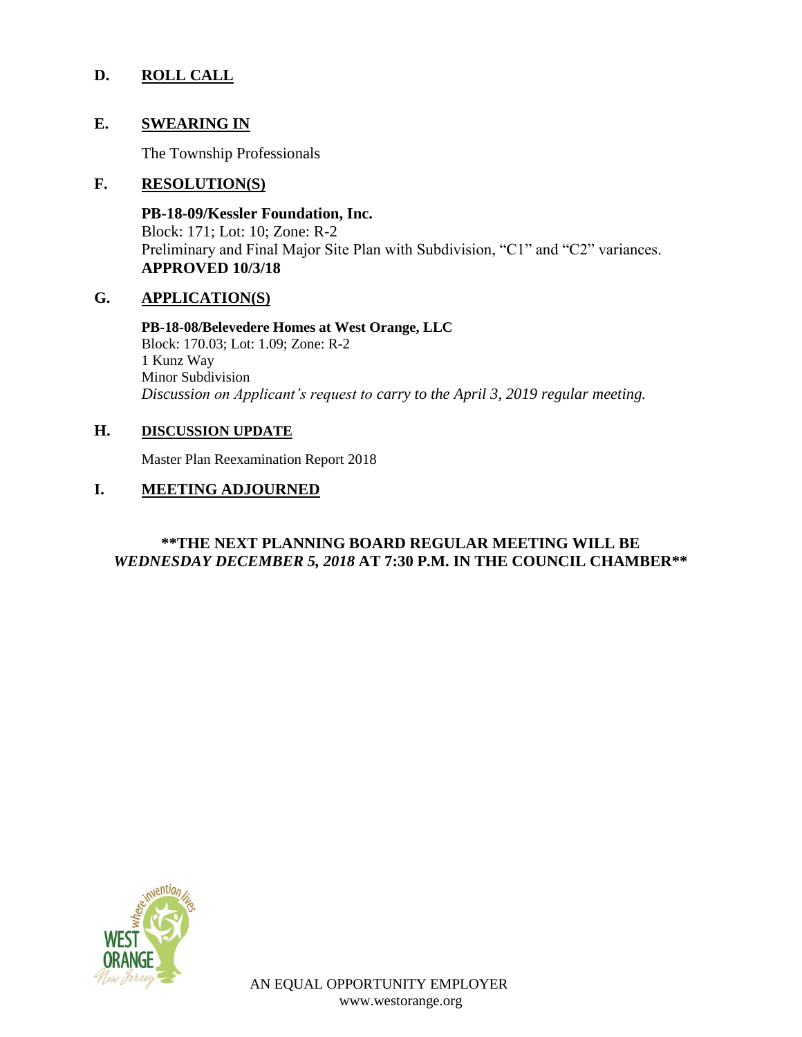**D. ROLL CALL**

**E. SWEARING IN**

The Township Professionals

**F. RESOLUTION(S)**

**PB-18-09/Kessler Foundation, Inc.**
Block: 171; Lot: 10; Zone: R-2
Preliminary and Final Major Site Plan with Subdivision, "C1" and "C2" variances.
**APPROVED 10/3/18**

**G. APPLICATION(S)**

**PB-18-08/Belevedere Homes at West Orange, LLC**
Block: 170.03; Lot: 1.09; Zone: R-2
1 Kunz Way
Minor Subdivision
*Discussion on Applicant's request to carry to the April 3, 2019 regular meeting.*

**H. DISCUSSION UPDATE**

Master Plan Reexamination Report 2018

**I. MEETING ADJOURNED**

**\*\*THE NEXT PLANNING BOARD REGULAR MEETING WILL BE *WEDNESDAY DECEMBER 5, 2018* AT 7:30 P.M. IN THE COUNCIL CHAMBER\*\***

AN EQUAL OPPORTUNITY EMPLOYER
www.westorange.org